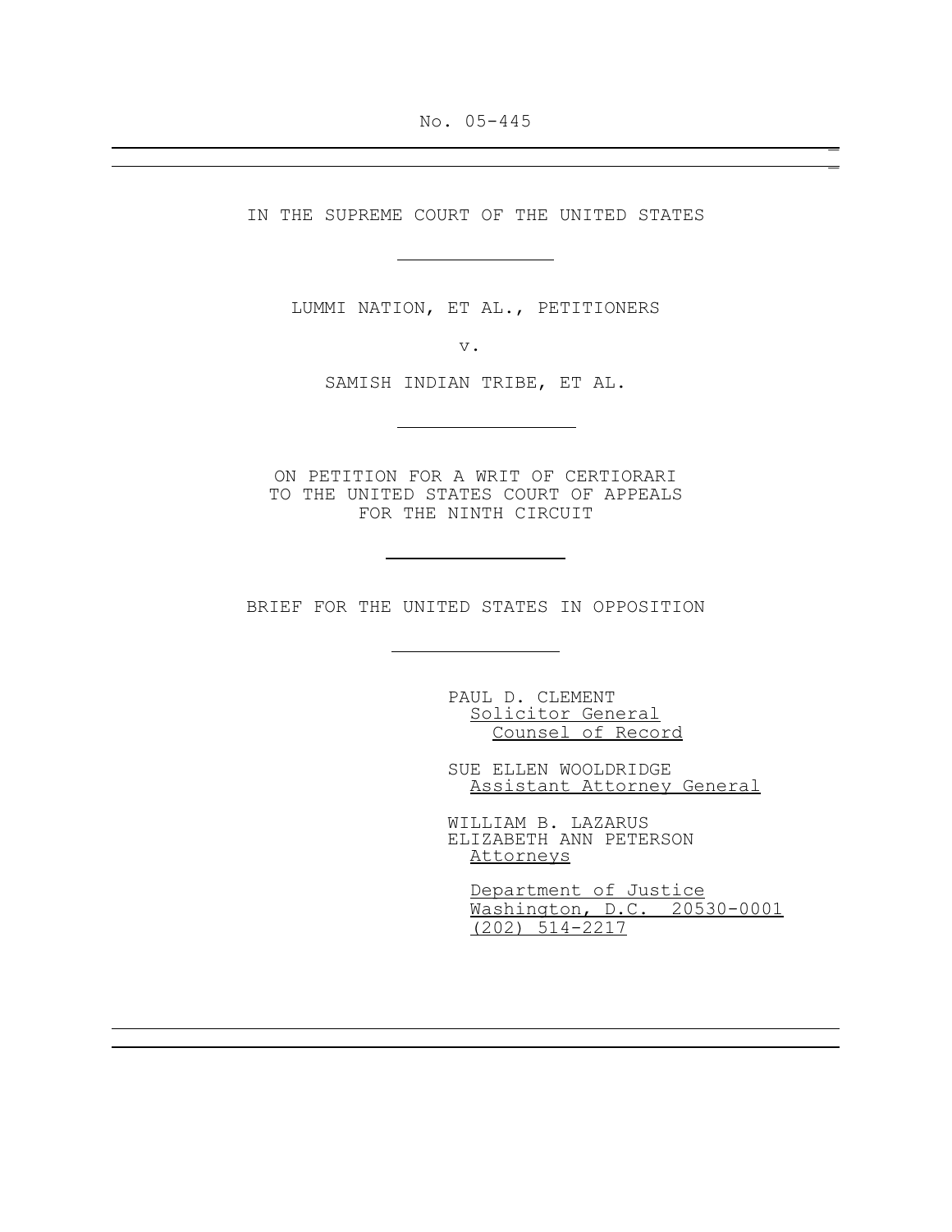No. 05-445

IN THE SUPREME COURT OF THE UNITED STATES

LUMMI NATION, ET AL., PETITIONERS

v.

SAMISH INDIAN TRIBE, ET AL.

ON PETITION FOR A WRIT OF CERTIORARI
TO THE UNITED STATES COURT OF APPEALS
FOR THE NINTH CIRCUIT

BRIEF FOR THE UNITED STATES IN OPPOSITION

PAUL D. CLEMENT
*Solicitor General*
*Counsel of Record*

SUE ELLEN WOOLDRIDGE
*Assistant Attorney General*

WILLIAM B. LAZARUS
ELIZABETH ANN PETERSON
*Attorneys*

*Department of Justice*
*Washington, D.C. 20530-0001*
*(202) 514-2217*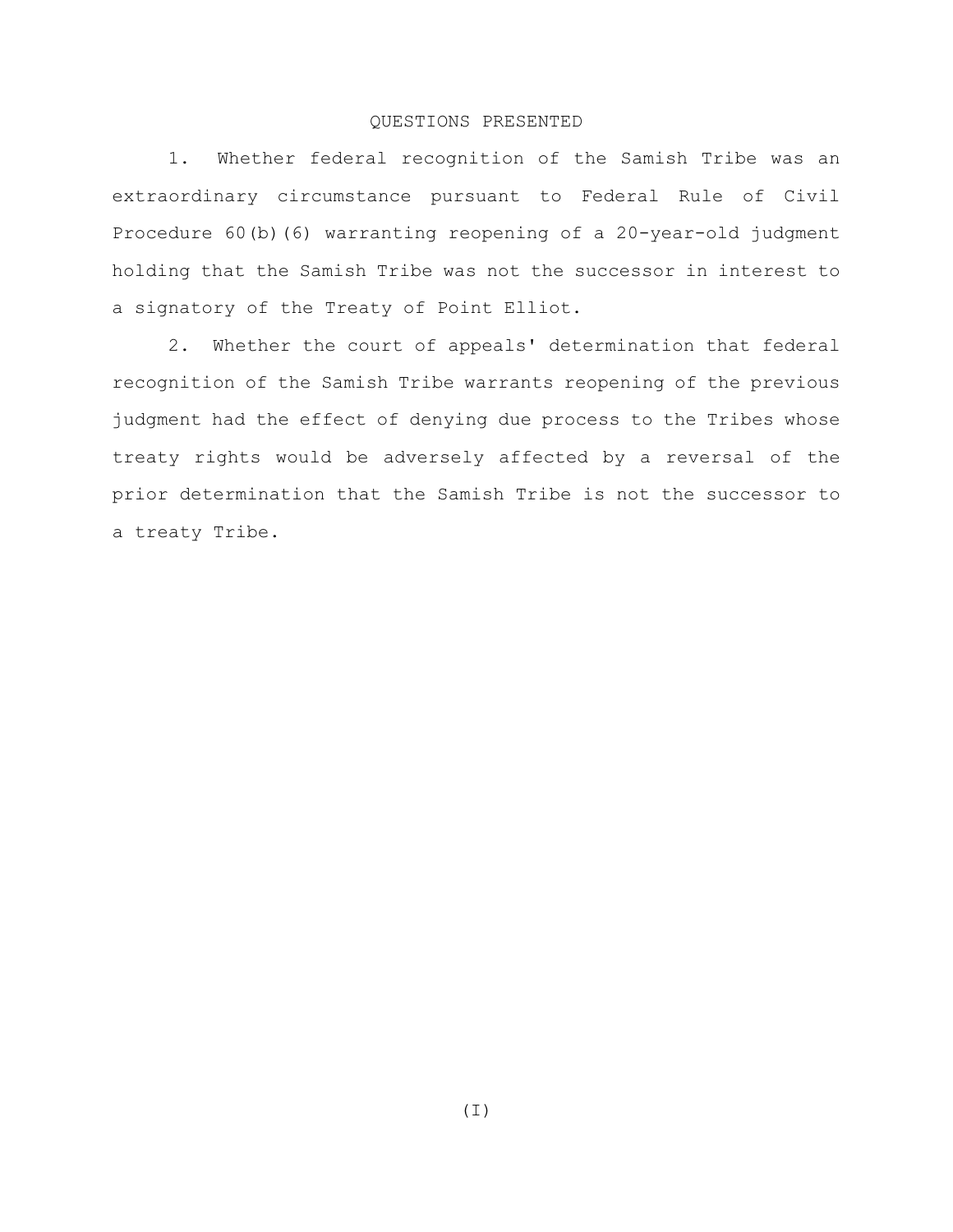# QUESTIONS PRESENTED

1. Whether federal recognition of the Samish Tribe was an extraordinary circumstance pursuant to Federal Rule of Civil Procedure 60(b)(6) warranting reopening of a 20-year-old judgment holding that the Samish Tribe was not the successor in interest to a signatory of the Treaty of Point Elliot.

2. Whether the court of appeals' determination that federal recognition of the Samish Tribe warrants reopening of the previous judgment had the effect of denying due process to the Tribes whose treaty rights would be adversely affected by a reversal of the prior determination that the Samish Tribe is not the successor to a treaty Tribe.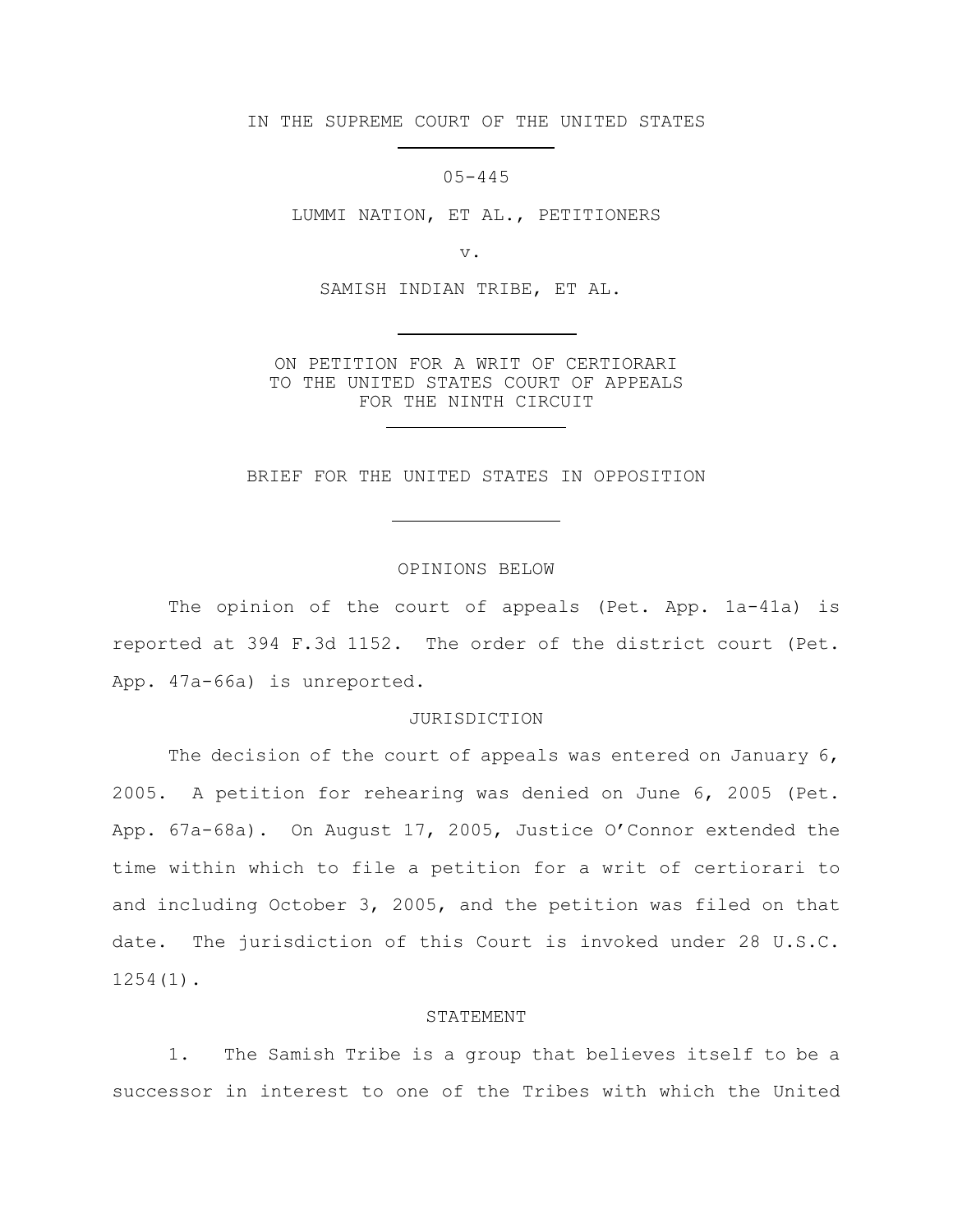IN THE SUPREME COURT OF THE UNITED STATES

05-445

LUMMI NATION, ET AL., PETITIONERS

v.

SAMISH INDIAN TRIBE, ET AL.

ON PETITION FOR A WRIT OF CERTIORARI
TO THE UNITED STATES COURT OF APPEALS
FOR THE NINTH CIRCUIT

BRIEF FOR THE UNITED STATES IN OPPOSITION

## OPINIONS BELOW

The opinion of the court of appeals (Pet. App. 1a-41a) is reported at 394 F.3d 1152. The order of the district court (Pet. App. 47a-66a) is unreported.

## JURISDICTION

The decision of the court of appeals was entered on January 6, 2005. A petition for rehearing was denied on June 6, 2005 (Pet. App. 67a-68a). On August 17, 2005, Justice O'Connor extended the time within which to file a petition for a writ of certiorari to and including October 3, 2005, and the petition was filed on that date. The jurisdiction of this Court is invoked under 28 U.S.C. 1254(1).

## STATEMENT

1. The Samish Tribe is a group that believes itself to be a successor in interest to one of the Tribes with which the United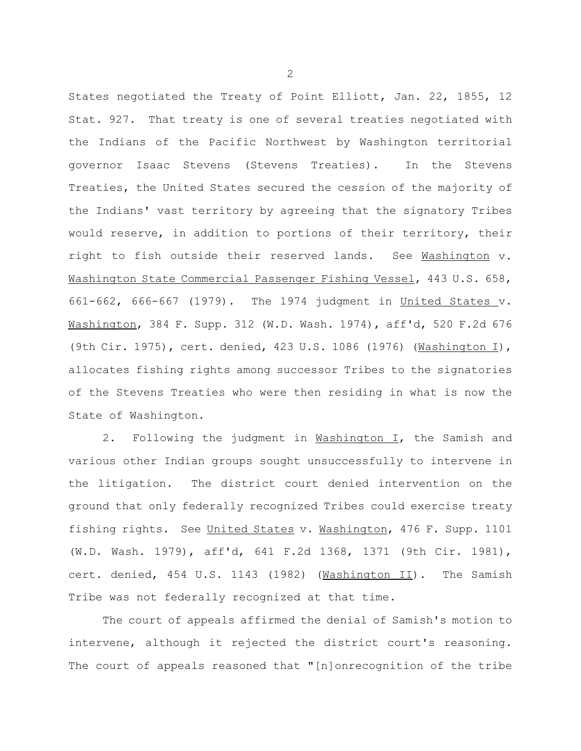States negotiated the Treaty of Point Elliott, Jan. 22, 1855, 12 Stat. 927. That treaty is one of several treaties negotiated with the Indians of the Pacific Northwest by Washington territorial governor Isaac Stevens (Stevens Treaties). In the Stevens Treaties, the United States secured the cession of the majority of the Indians' vast territory by agreeing that the signatory Tribes would reserve, in addition to portions of their territory, their right to fish outside their reserved lands. See Washington v. Washington State Commercial Passenger Fishing Vessel, 443 U.S. 658, 661-662, 666-667 (1979). The 1974 judgment in United States v. Washington, 384 F. Supp. 312 (W.D. Wash. 1974), aff'd, 520 F.2d 676 (9th Cir. 1975), cert. denied, 423 U.S. 1086 (1976) (Washington I), allocates fishing rights among successor Tribes to the signatories of the Stevens Treaties who were then residing in what is now the State of Washington.

2. Following the judgment in Washington I, the Samish and various other Indian groups sought unsuccessfully to intervene in the litigation. The district court denied intervention on the ground that only federally recognized Tribes could exercise treaty fishing rights. See United States v. Washington, 476 F. Supp. 1101 (W.D. Wash. 1979), aff'd, 641 F.2d 1368, 1371 (9th Cir. 1981), cert. denied, 454 U.S. 1143 (1982) (Washington II). The Samish Tribe was not federally recognized at that time.

The court of appeals affirmed the denial of Samish's motion to intervene, although it rejected the district court's reasoning. The court of appeals reasoned that "[n]onrecognition of the tribe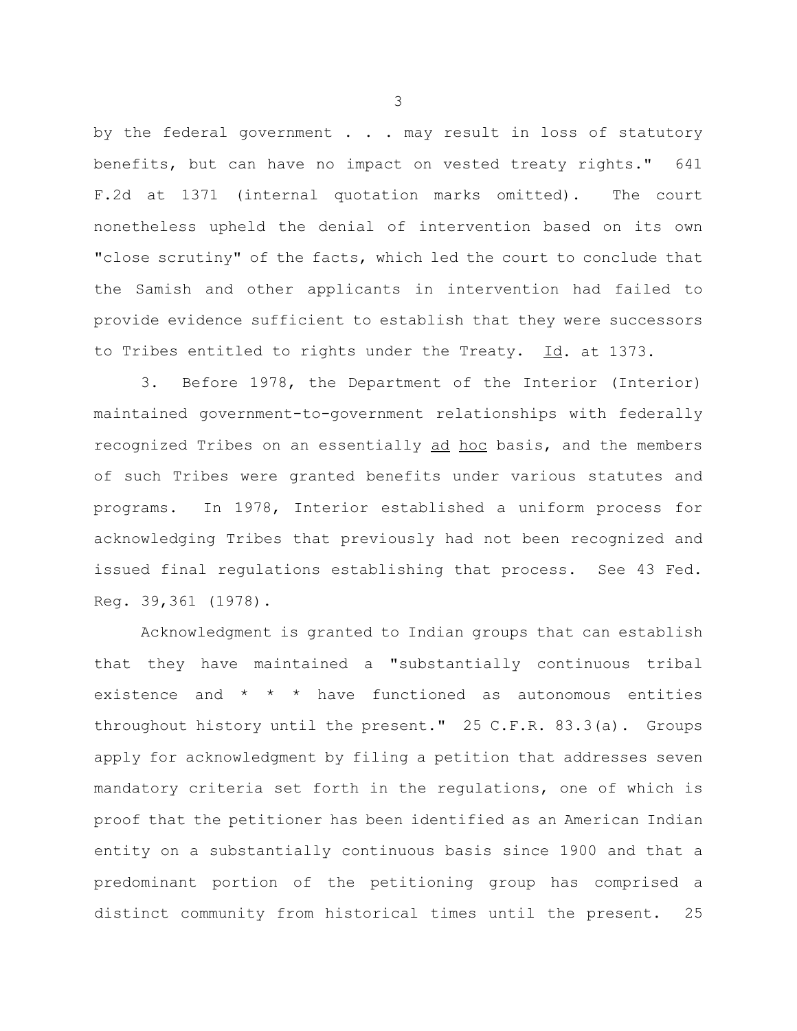by the federal government . . . may result in loss of statutory benefits, but can have no impact on vested treaty rights." 641 F.2d at 1371 (internal quotation marks omitted). The court nonetheless upheld the denial of intervention based on its own "close scrutiny" of the facts, which led the court to conclude that the Samish and other applicants in intervention had failed to provide evidence sufficient to establish that they were successors to Tribes entitled to rights under the Treaty. Id. at 1373.

3. Before 1978, the Department of the Interior (Interior) maintained government-to-government relationships with federally recognized Tribes on an essentially ad hoc basis, and the members of such Tribes were granted benefits under various statutes and programs. In 1978, Interior established a uniform process for acknowledging Tribes that previously had not been recognized and issued final regulations establishing that process. See 43 Fed. Reg. 39,361 (1978).

Acknowledgment is granted to Indian groups that can establish that they have maintained a "substantially continuous tribal existence and * * * have functioned as autonomous entities throughout history until the present." 25 C.F.R. 83.3(a). Groups apply for acknowledgment by filing a petition that addresses seven mandatory criteria set forth in the regulations, one of which is proof that the petitioner has been identified as an American Indian entity on a substantially continuous basis since 1900 and that a predominant portion of the petitioning group has comprised a distinct community from historical times until the present. 25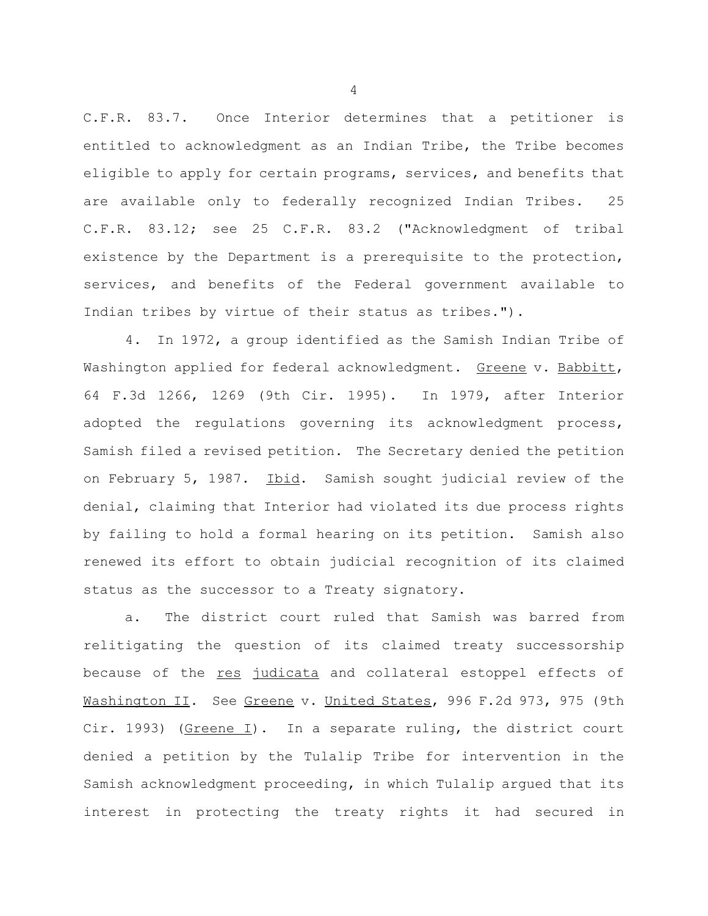C.F.R. 83.7. Once Interior determines that a petitioner is entitled to acknowledgment as an Indian Tribe, the Tribe becomes eligible to apply for certain programs, services, and benefits that are available only to federally recognized Indian Tribes. 25 C.F.R. 83.12; see 25 C.F.R. 83.2 ("Acknowledgment of tribal existence by the Department is a prerequisite to the protection, services, and benefits of the Federal government available to Indian tribes by virtue of their status as tribes.").

4. In 1972, a group identified as the Samish Indian Tribe of Washington applied for federal acknowledgment. Greene v. Babbitt, 64 F.3d 1266, 1269 (9th Cir. 1995). In 1979, after Interior adopted the regulations governing its acknowledgment process, Samish filed a revised petition. The Secretary denied the petition on February 5, 1987. Ibid. Samish sought judicial review of the denial, claiming that Interior had violated its due process rights by failing to hold a formal hearing on its petition. Samish also renewed its effort to obtain judicial recognition of its claimed status as the successor to a Treaty signatory.

a. The district court ruled that Samish was barred from relitigating the question of its claimed treaty successorship because of the res judicata and collateral estoppel effects of Washington II. See Greene v. United States, 996 F.2d 973, 975 (9th Cir. 1993) (Greene I). In a separate ruling, the district court denied a petition by the Tulalip Tribe for intervention in the Samish acknowledgment proceeding, in which Tulalip argued that its interest in protecting the treaty rights it had secured in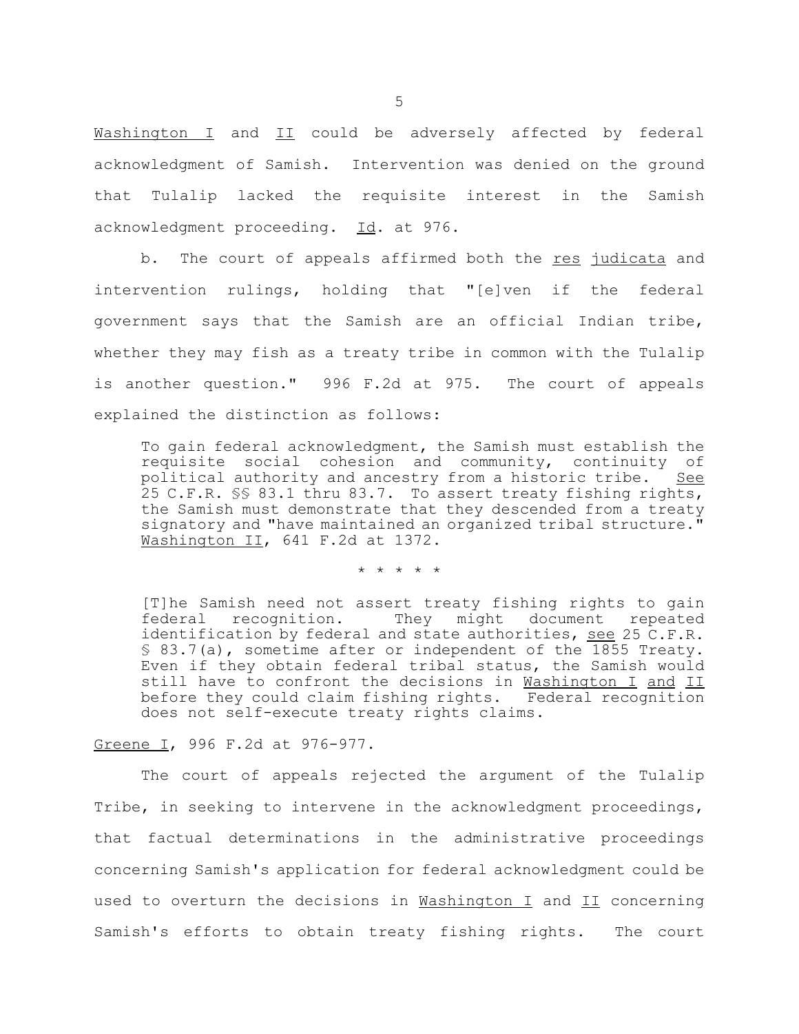Washington I and II could be adversely affected by federal acknowledgment of Samish. Intervention was denied on the ground that Tulalip lacked the requisite interest in the Samish acknowledgment proceeding. Id. at 976.

b. The court of appeals affirmed both the res judicata and intervention rulings, holding that "[e]ven if the federal government says that the Samish are an official Indian tribe, whether they may fish as a treaty tribe in common with the Tulalip is another question." 996 F.2d at 975. The court of appeals explained the distinction as follows:

> To gain federal acknowledgment, the Samish must establish the requisite social cohesion and community, continuity of political authority and ancestry from a historic tribe. See 25 C.F.R. §§ 83.1 thru 83.7. To assert treaty fishing rights, the Samish must demonstrate that they descended from a treaty signatory and "have maintained an organized tribal structure." Washington II, 641 F.2d at 1372.
>
> \* \* \* \* \*
>
> [T]he Samish need not assert treaty fishing rights to gain federal recognition. They might document repeated identification by federal and state authorities, see 25 C.F.R. § 83.7(a), sometime after or independent of the 1855 Treaty. Even if they obtain federal tribal status, the Samish would still have to confront the decisions in Washington I and II before they could claim fishing rights. Federal recognition does not self-execute treaty rights claims.

Greene I, 996 F.2d at 976-977.

The court of appeals rejected the argument of the Tulalip Tribe, in seeking to intervene in the acknowledgment proceedings, that factual determinations in the administrative proceedings concerning Samish's application for federal acknowledgment could be used to overturn the decisions in Washington I and II concerning Samish's efforts to obtain treaty fishing rights. The court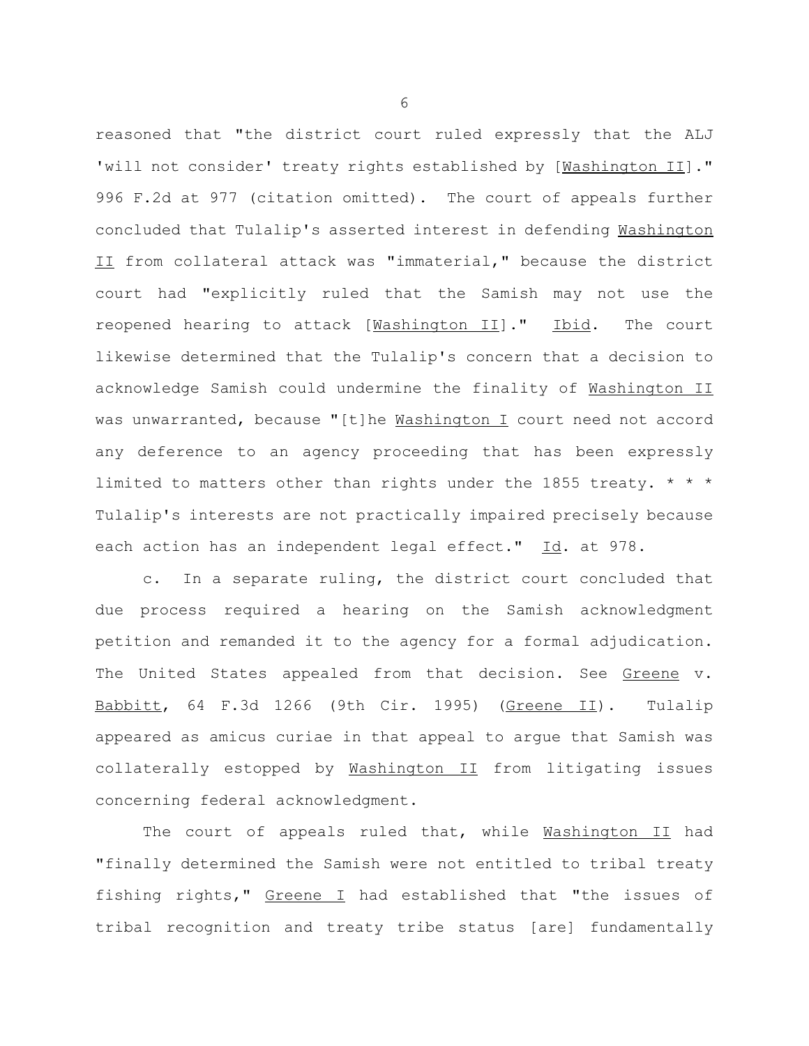reasoned that "the district court ruled expressly that the ALJ 'will not consider' treaty rights established by [Washington II]." 996 F.2d at 977 (citation omitted). The court of appeals further concluded that Tulalip's asserted interest in defending Washington II from collateral attack was "immaterial," because the district court had "explicitly ruled that the Samish may not use the reopened hearing to attack [Washington II]." Ibid. The court likewise determined that the Tulalip's concern that a decision to acknowledge Samish could undermine the finality of Washington II was unwarranted, because "[t]he Washington I court need not accord any deference to an agency proceeding that has been expressly limited to matters other than rights under the 1855 treaty. * * * Tulalip's interests are not practically impaired precisely because each action has an independent legal effect." Id. at 978.

c. In a separate ruling, the district court concluded that due process required a hearing on the Samish acknowledgment petition and remanded it to the agency for a formal adjudication. The United States appealed from that decision. See Greene v. Babbitt, 64 F.3d 1266 (9th Cir. 1995) (Greene II). Tulalip appeared as amicus curiae in that appeal to argue that Samish was collaterally estopped by Washington II from litigating issues concerning federal acknowledgment.

The court of appeals ruled that, while Washington II had "finally determined the Samish were not entitled to tribal treaty fishing rights," Greene I had established that "the issues of tribal recognition and treaty tribe status [are] fundamentally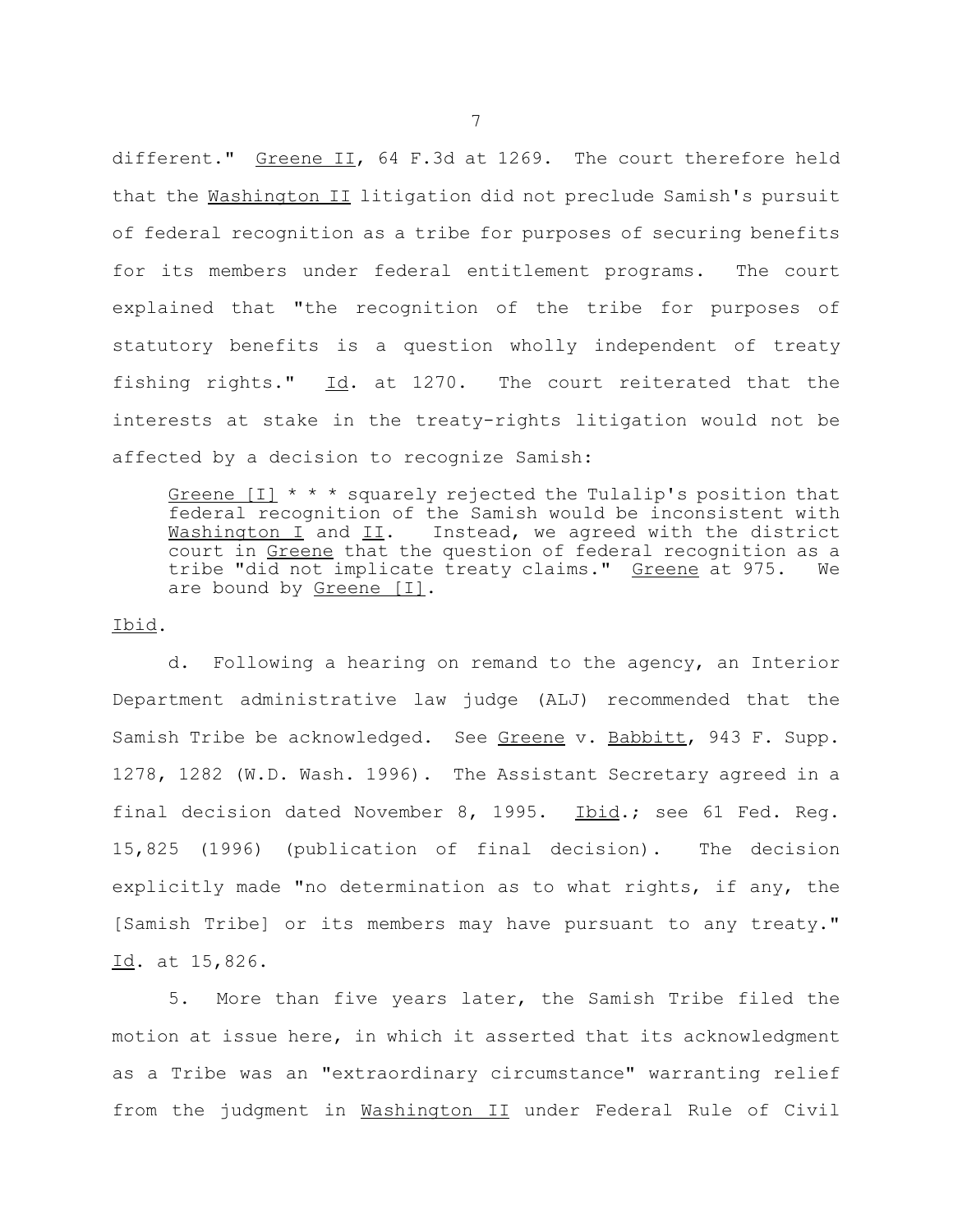different." Greene II, 64 F.3d at 1269. The court therefore held that the Washington II litigation did not preclude Samish's pursuit of federal recognition as a tribe for purposes of securing benefits for its members under federal entitlement programs. The court explained that "the recognition of the tribe for purposes of statutory benefits is a question wholly independent of treaty fishing rights." Id. at 1270. The court reiterated that the interests at stake in the treaty-rights litigation would not be affected by a decision to recognize Samish:

> Greene [I] * * * squarely rejected the Tulalip's position that federal recognition of the Samish would be inconsistent with Washington I and II. Instead, we agreed with the district court in Greene that the question of federal recognition as a tribe "did not implicate treaty claims." Greene at 975. We are bound by Greene [I].

Ibid.

d. Following a hearing on remand to the agency, an Interior Department administrative law judge (ALJ) recommended that the Samish Tribe be acknowledged. See Greene v. Babbitt, 943 F. Supp. 1278, 1282 (W.D. Wash. 1996). The Assistant Secretary agreed in a final decision dated November 8, 1995. Ibid.; see 61 Fed. Reg. 15,825 (1996) (publication of final decision). The decision explicitly made "no determination as to what rights, if any, the [Samish Tribe] or its members may have pursuant to any treaty." Id. at 15,826.

5. More than five years later, the Samish Tribe filed the motion at issue here, in which it asserted that its acknowledgment as a Tribe was an "extraordinary circumstance" warranting relief from the judgment in Washington II under Federal Rule of Civil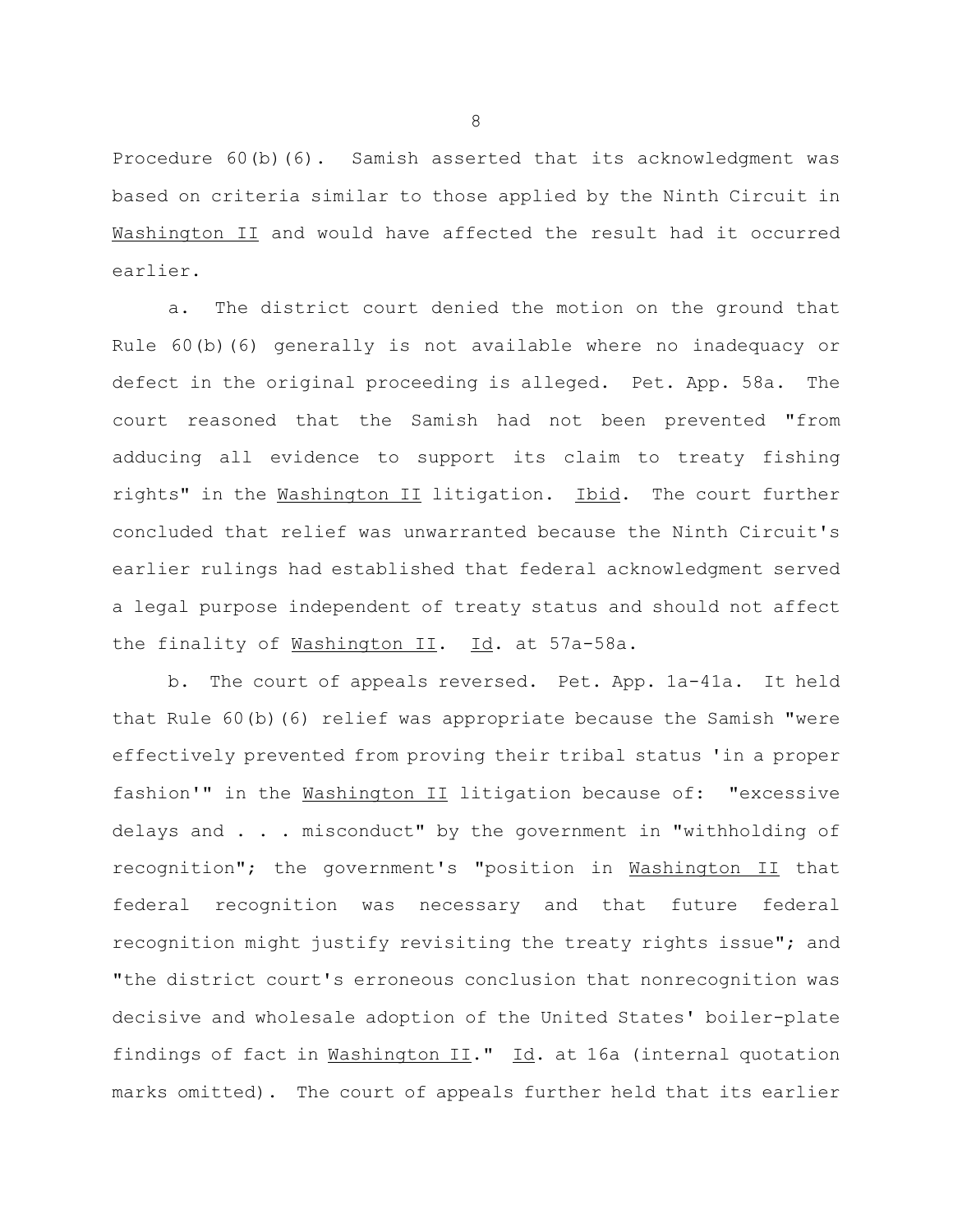Procedure 60(b)(6). Samish asserted that its acknowledgment was based on criteria similar to those applied by the Ninth Circuit in Washington II and would have affected the result had it occurred earlier.

a. The district court denied the motion on the ground that Rule 60(b)(6) generally is not available where no inadequacy or defect in the original proceeding is alleged. Pet. App. 58a. The court reasoned that the Samish had not been prevented "from adducing all evidence to support its claim to treaty fishing rights" in the Washington II litigation. Ibid. The court further concluded that relief was unwarranted because the Ninth Circuit's earlier rulings had established that federal acknowledgment served a legal purpose independent of treaty status and should not affect the finality of Washington II. Id. at 57a-58a.

b. The court of appeals reversed. Pet. App. 1a-41a. It held that Rule 60(b)(6) relief was appropriate because the Samish "were effectively prevented from proving their tribal status 'in a proper fashion'" in the Washington II litigation because of: "excessive delays and . . . misconduct" by the government in "withholding of recognition"; the government's "position in Washington II that federal recognition was necessary and that future federal recognition might justify revisiting the treaty rights issue"; and "the district court's erroneous conclusion that nonrecognition was decisive and wholesale adoption of the United States' boiler-plate findings of fact in Washington II." Id. at 16a (internal quotation marks omitted). The court of appeals further held that its earlier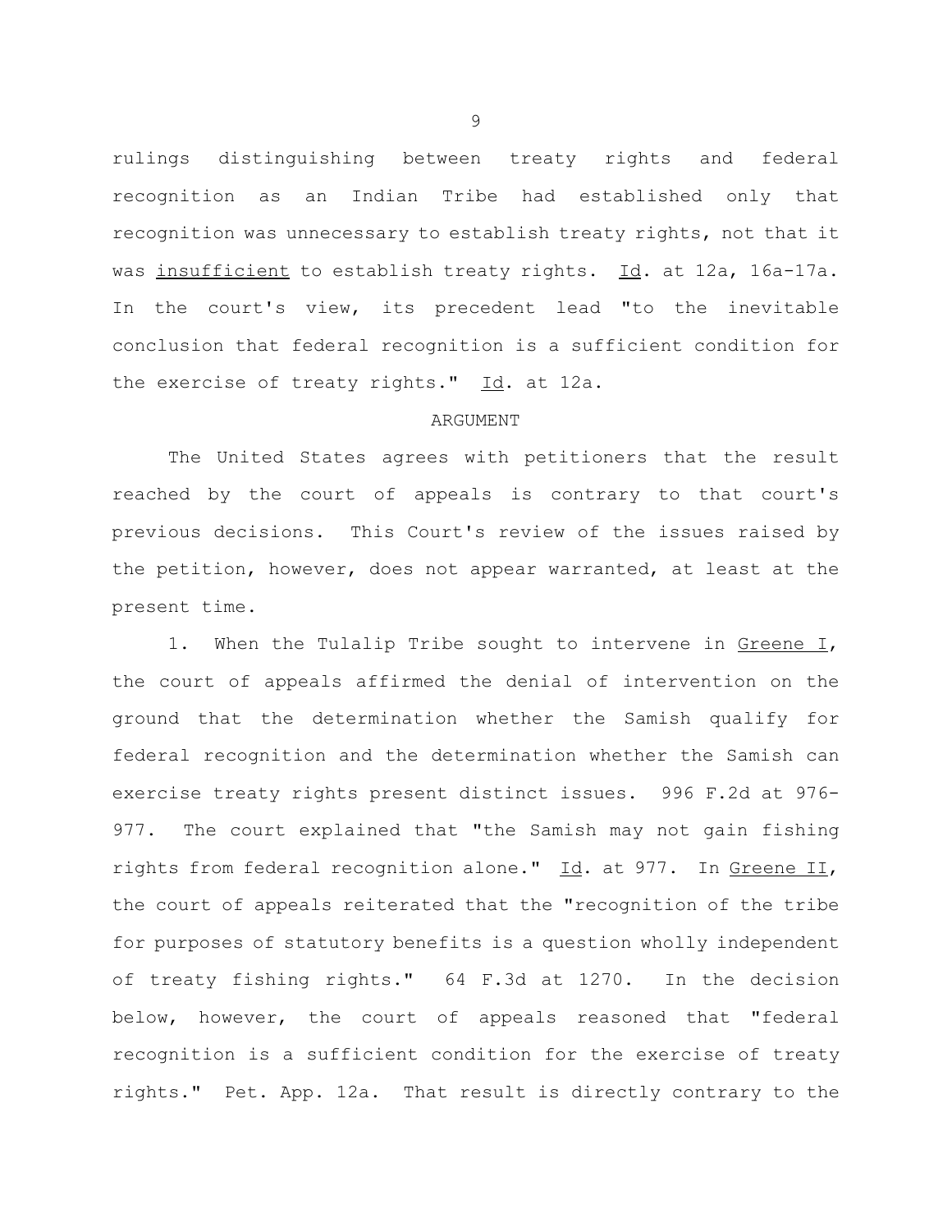rulings distinguishing between treaty rights and federal recognition as an Indian Tribe had established only that recognition was unnecessary to establish treaty rights, not that it was <u>insufficient</u> to establish treaty rights. <u>Id</u>. at 12a, 16a-17a. In the court's view, its precedent lead "to the inevitable conclusion that federal recognition is a sufficient condition for the exercise of treaty rights." <u>Id</u>. at 12a.

## ARGUMENT

The United States agrees with petitioners that the result reached by the court of appeals is contrary to that court's previous decisions. This Court's review of the issues raised by the petition, however, does not appear warranted, at least at the present time.

1. When the Tulalip Tribe sought to intervene in <u>Greene I</u>, the court of appeals affirmed the denial of intervention on the ground that the determination whether the Samish qualify for federal recognition and the determination whether the Samish can exercise treaty rights present distinct issues. 996 F.2d at 976-977. The court explained that "the Samish may not gain fishing rights from federal recognition alone." <u>Id</u>. at 977. In <u>Greene II</u>, the court of appeals reiterated that the "recognition of the tribe for purposes of statutory benefits is a question wholly independent of treaty fishing rights." 64 F.3d at 1270. In the decision below, however, the court of appeals reasoned that "federal recognition is a sufficient condition for the exercise of treaty rights." Pet. App. 12a. That result is directly contrary to the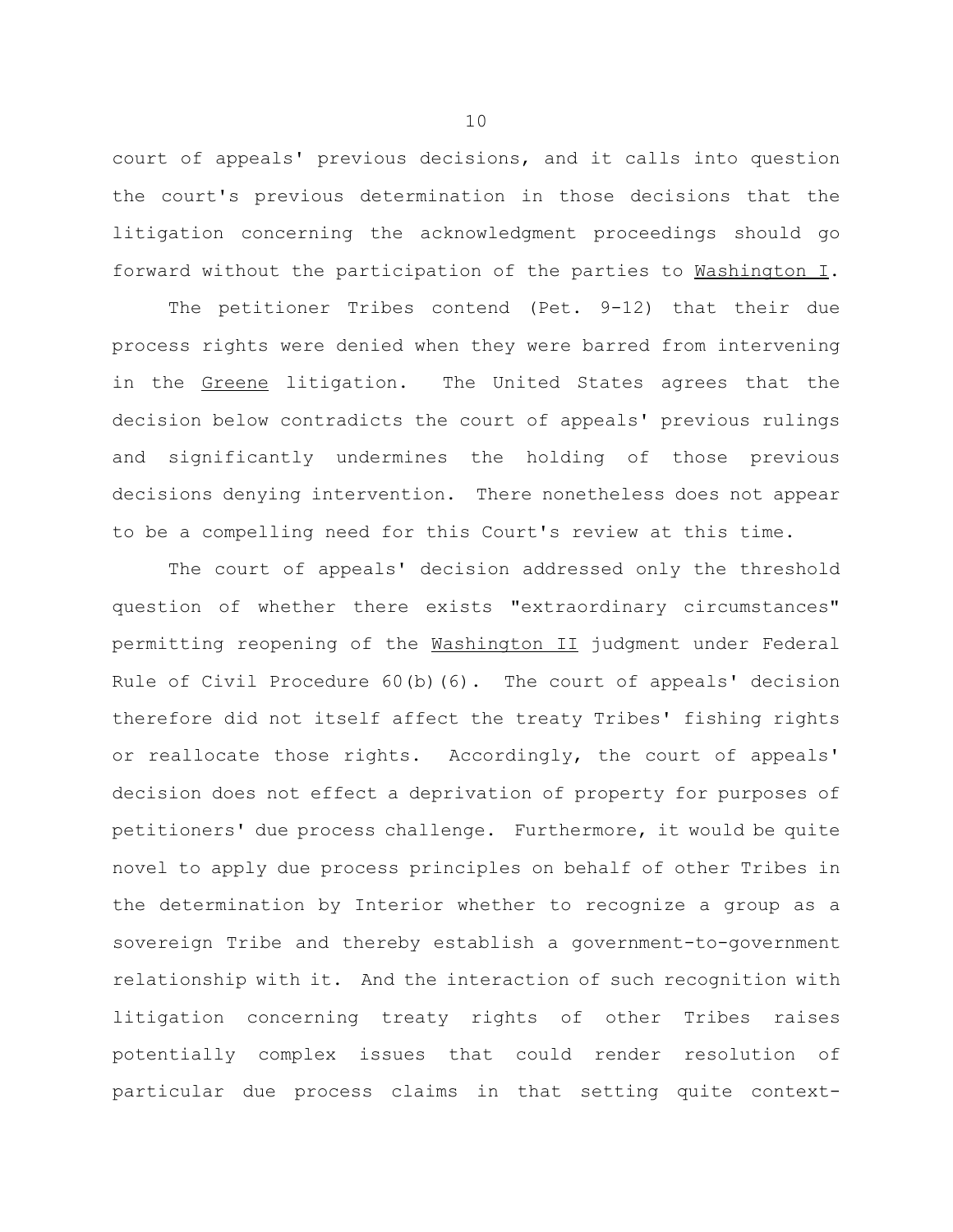court of appeals' previous decisions, and it calls into question the court's previous determination in those decisions that the litigation concerning the acknowledgment proceedings should go forward without the participation of the parties to Washington I.

The petitioner Tribes contend (Pet. 9-12) that their due process rights were denied when they were barred from intervening in the Greene litigation. The United States agrees that the decision below contradicts the court of appeals' previous rulings and significantly undermines the holding of those previous decisions denying intervention. There nonetheless does not appear to be a compelling need for this Court's review at this time.

The court of appeals' decision addressed only the threshold question of whether there exists "extraordinary circumstances" permitting reopening of the Washington II judgment under Federal Rule of Civil Procedure 60(b)(6). The court of appeals' decision therefore did not itself affect the treaty Tribes' fishing rights or reallocate those rights. Accordingly, the court of appeals' decision does not effect a deprivation of property for purposes of petitioners' due process challenge. Furthermore, it would be quite novel to apply due process principles on behalf of other Tribes in the determination by Interior whether to recognize a group as a sovereign Tribe and thereby establish a government-to-government relationship with it. And the interaction of such recognition with litigation concerning treaty rights of other Tribes raises potentially complex issues that could render resolution of particular due process claims in that setting quite context-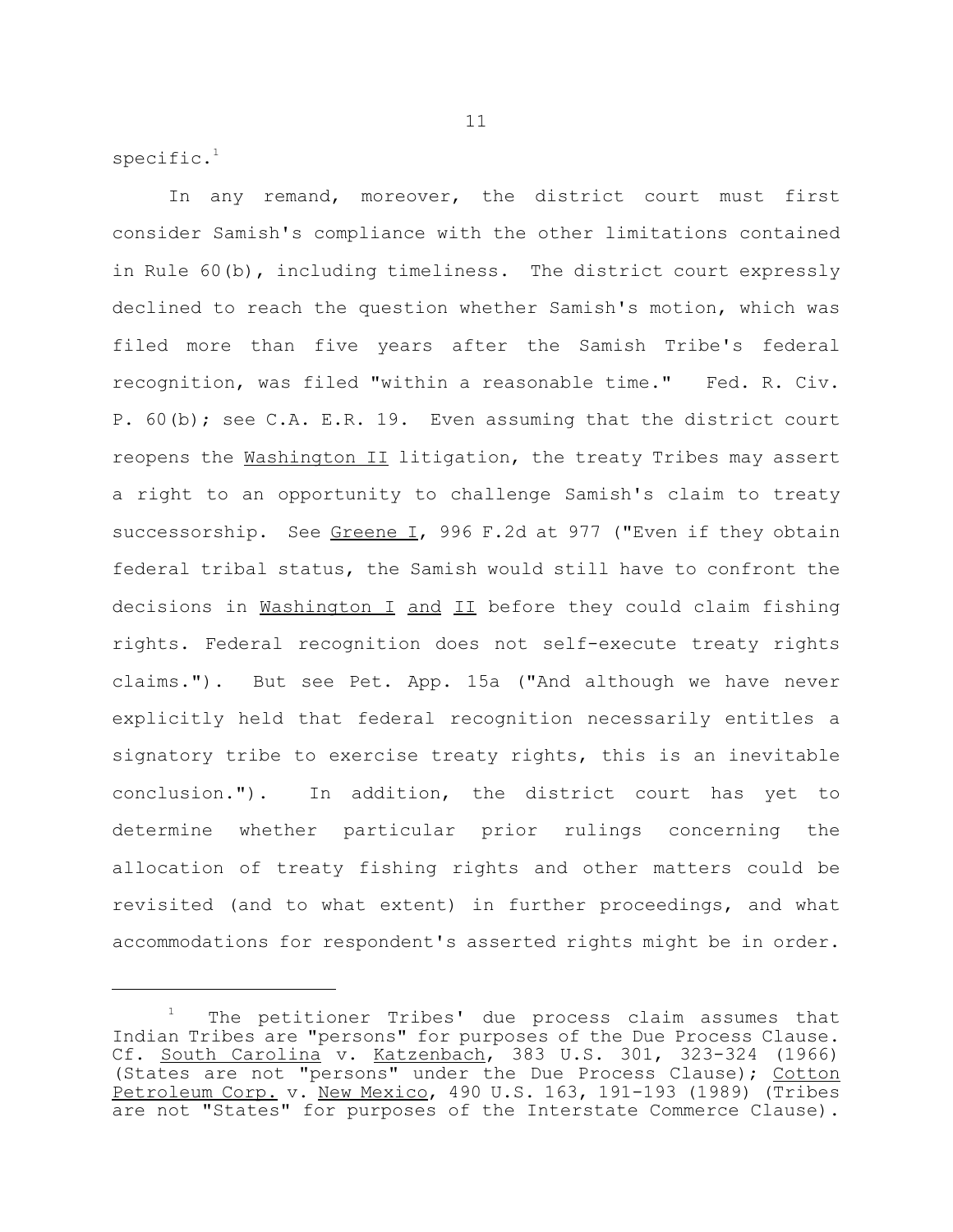specific.[1]

In any remand, moreover, the district court must first consider Samish's compliance with the other limitations contained in Rule 60(b), including timeliness. The district court expressly declined to reach the question whether Samish's motion, which was filed more than five years after the Samish Tribe's federal recognition, was filed "within a reasonable time." Fed. R. Civ. P. 60(b); see C.A. E.R. 19. Even assuming that the district court reopens the Washington II litigation, the treaty Tribes may assert a right to an opportunity to challenge Samish's claim to treaty successorship. See Greene I, 996 F.2d at 977 ("Even if they obtain federal tribal status, the Samish would still have to confront the decisions in Washington I and II before they could claim fishing rights. Federal recognition does not self-execute treaty rights claims."). But see Pet. App. 15a ("And although we have never explicitly held that federal recognition necessarily entitles a signatory tribe to exercise treaty rights, this is an inevitable conclusion."). In addition, the district court has yet to determine whether particular prior rulings concerning the allocation of treaty fishing rights and other matters could be revisited (and to what extent) in further proceedings, and what accommodations for respondent's asserted rights might be in order.

---

[1] The petitioner Tribes' due process claim assumes that Indian Tribes are "persons" for purposes of the Due Process Clause. Cf. South Carolina v. Katzenbach, 383 U.S. 301, 323-324 (1966) (States are not "persons" under the Due Process Clause); Cotton Petroleum Corp. v. New Mexico, 490 U.S. 163, 191-193 (1989) (Tribes are not "States" for purposes of the Interstate Commerce Clause).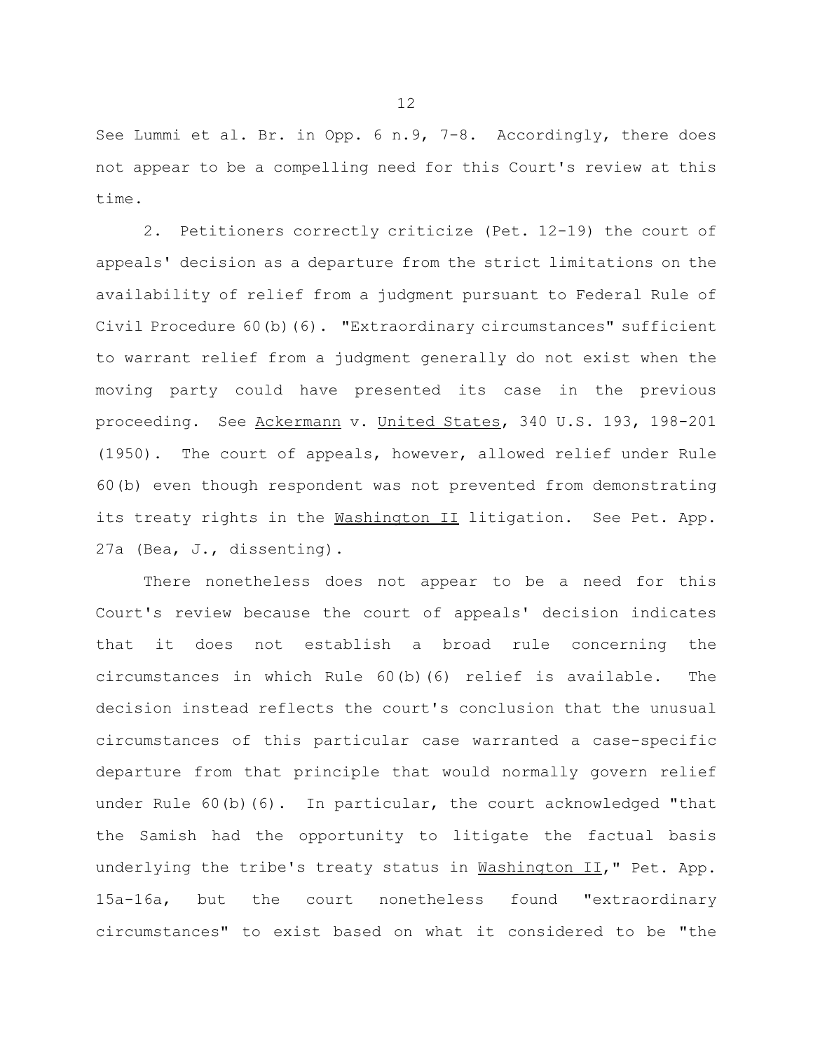See Lummi et al. Br. in Opp. 6 n.9, 7-8. Accordingly, there does not appear to be a compelling need for this Court's review at this time.

2. Petitioners correctly criticize (Pet. 12-19) the court of appeals' decision as a departure from the strict limitations on the availability of relief from a judgment pursuant to Federal Rule of Civil Procedure 60(b)(6). "Extraordinary circumstances" sufficient to warrant relief from a judgment generally do not exist when the moving party could have presented its case in the previous proceeding. See Ackermann v. United States, 340 U.S. 193, 198-201 (1950). The court of appeals, however, allowed relief under Rule 60(b) even though respondent was not prevented from demonstrating its treaty rights in the Washington II litigation. See Pet. App. 27a (Bea, J., dissenting).

There nonetheless does not appear to be a need for this Court's review because the court of appeals' decision indicates that it does not establish a broad rule concerning the circumstances in which Rule 60(b)(6) relief is available. The decision instead reflects the court's conclusion that the unusual circumstances of this particular case warranted a case-specific departure from that principle that would normally govern relief under Rule 60(b)(6). In particular, the court acknowledged "that the Samish had the opportunity to litigate the factual basis underlying the tribe's treaty status in Washington II," Pet. App. 15a-16a, but the court nonetheless found "extraordinary circumstances" to exist based on what it considered to be "the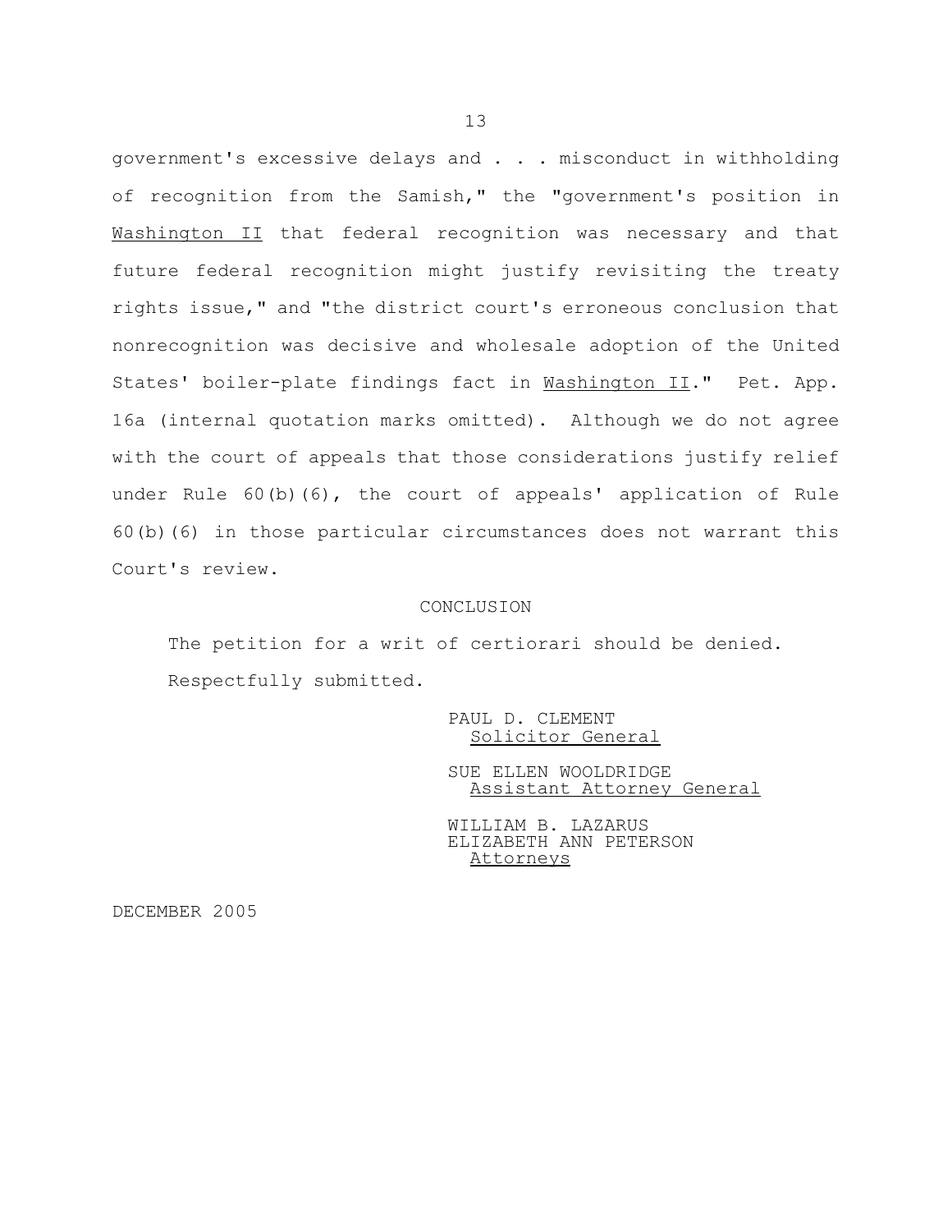government's excessive delays and . . . misconduct in withholding of recognition from the Samish," the "government's position in Washington II that federal recognition was necessary and that future federal recognition might justify revisiting the treaty rights issue," and "the district court's erroneous conclusion that nonrecognition was decisive and wholesale adoption of the United States' boiler-plate findings fact in Washington II." Pet. App. 16a (internal quotation marks omitted). Although we do not agree with the court of appeals that those considerations justify relief under Rule 60(b)(6), the court of appeals' application of Rule 60(b)(6) in those particular circumstances does not warrant this Court's review.

## CONCLUSION

The petition for a writ of certiorari should be denied.

Respectfully submitted.

PAUL D. CLEMENT
Solicitor General

SUE ELLEN WOOLDRIDGE
Assistant Attorney General

WILLIAM B. LAZARUS
ELIZABETH ANN PETERSON
Attorneys

DECEMBER 2005